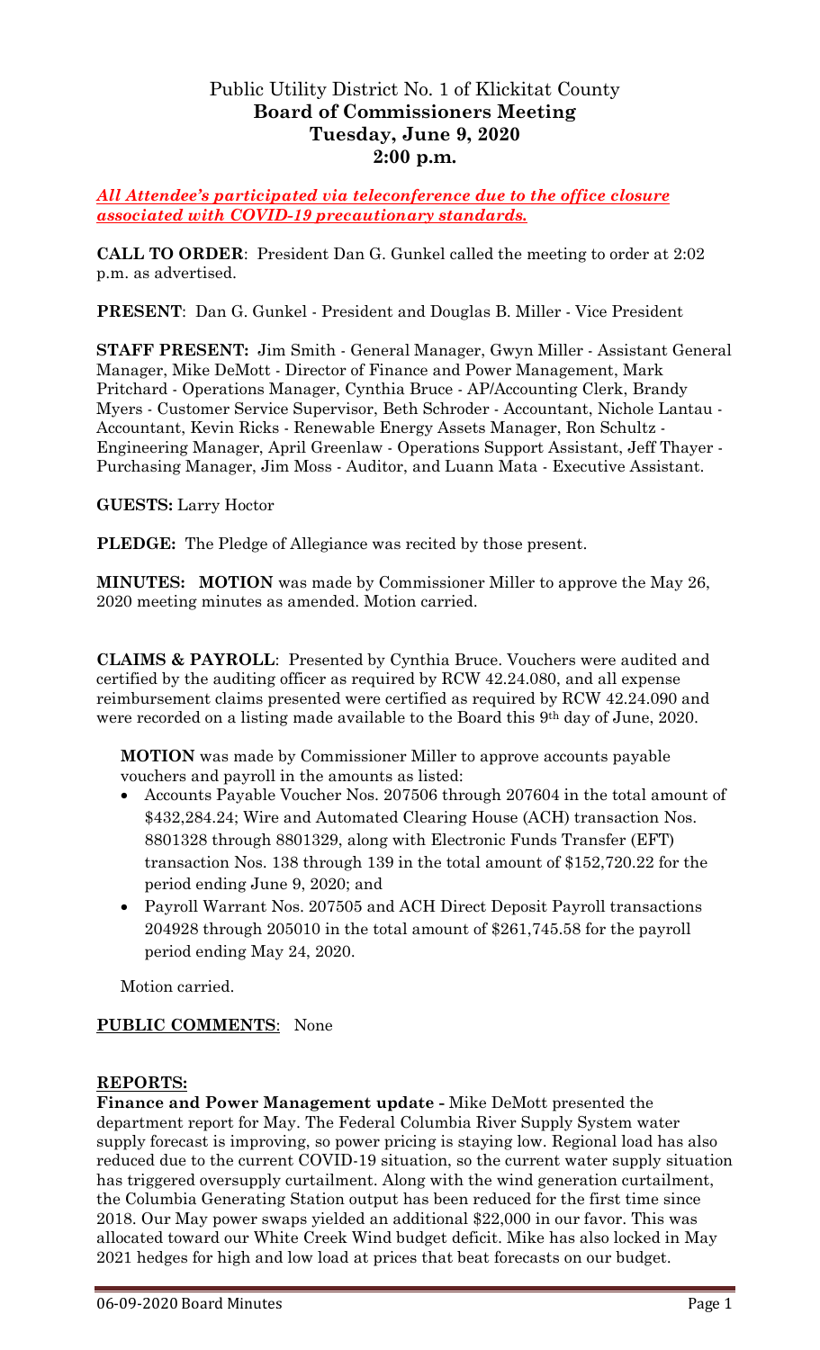# Public Utility District No. 1 of Klickitat County
## Board of Commissioners Meeting
## Tuesday, June 9, 2020
## 2:00 p.m.

***All Attendee's participated via teleconference due to the office closure associated with COVID-19 precautionary standards.***

**CALL TO ORDER**: President Dan G. Gunkel called the meeting to order at 2:02 p.m. as advertised.

**PRESENT**: Dan G. Gunkel - President and Douglas B. Miller - Vice President

**STAFF PRESENT:** Jim Smith - General Manager, Gwyn Miller - Assistant General Manager, Mike DeMott - Director of Finance and Power Management, Mark Pritchard - Operations Manager, Cynthia Bruce - AP/Accounting Clerk, Brandy Myers - Customer Service Supervisor, Beth Schroder - Accountant, Nichole Lantau - Accountant, Kevin Ricks - Renewable Energy Assets Manager, Ron Schultz - Engineering Manager, April Greenlaw - Operations Support Assistant, Jeff Thayer - Purchasing Manager, Jim Moss - Auditor, and Luann Mata - Executive Assistant.

**GUESTS:** Larry Hoctor

**PLEDGE:** The Pledge of Allegiance was recited by those present.

**MINUTES: MOTION** was made by Commissioner Miller to approve the May 26, 2020 meeting minutes as amended. Motion carried.

**CLAIMS & PAYROLL**: Presented by Cynthia Bruce. Vouchers were audited and certified by the auditing officer as required by RCW 42.24.080, and all expense reimbursement claims presented were certified as required by RCW 42.24.090 and were recorded on a listing made available to the Board this 9th day of June, 2020.

**MOTION** was made by Commissioner Miller to approve accounts payable vouchers and payroll in the amounts as listed:

- Accounts Payable Voucher Nos. 207506 through 207604 in the total amount of $432,284.24; Wire and Automated Clearing House (ACH) transaction Nos. 8801328 through 8801329, along with Electronic Funds Transfer (EFT) transaction Nos. 138 through 139 in the total amount of $152,720.22 for the period ending June 9, 2020; and
- Payroll Warrant Nos. 207505 and ACH Direct Deposit Payroll transactions 204928 through 205010 in the total amount of $261,745.58 for the payroll period ending May 24, 2020.

Motion carried.

**PUBLIC COMMENTS**: None

**REPORTS:**

**Finance and Power Management update -** Mike DeMott presented the department report for May. The Federal Columbia River Supply System water supply forecast is improving, so power pricing is staying low. Regional load has also reduced due to the current COVID-19 situation, so the current water supply situation has triggered oversupply curtailment. Along with the wind generation curtailment, the Columbia Generating Station output has been reduced for the first time since 2018. Our May power swaps yielded an additional $22,000 in our favor. This was allocated toward our White Creek Wind budget deficit. Mike has also locked in May 2021 hedges for high and low load at prices that beat forecasts on our budget.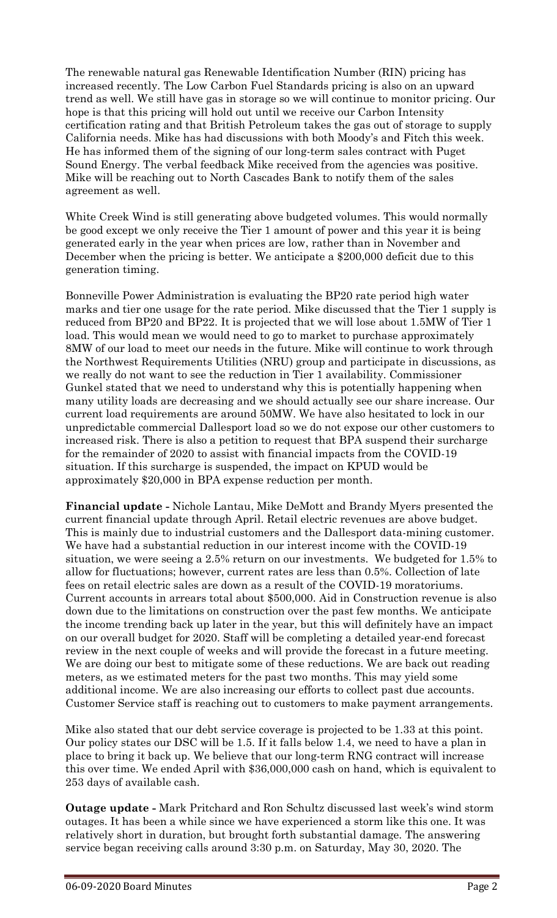The renewable natural gas Renewable Identification Number (RIN) pricing has increased recently. The Low Carbon Fuel Standards pricing is also on an upward trend as well. We still have gas in storage so we will continue to monitor pricing. Our hope is that this pricing will hold out until we receive our Carbon Intensity certification rating and that British Petroleum takes the gas out of storage to supply California needs. Mike has had discussions with both Moody's and Fitch this week. He has informed them of the signing of our long-term sales contract with Puget Sound Energy. The verbal feedback Mike received from the agencies was positive. Mike will be reaching out to North Cascades Bank to notify them of the sales agreement as well.

White Creek Wind is still generating above budgeted volumes. This would normally be good except we only receive the Tier 1 amount of power and this year it is being generated early in the year when prices are low, rather than in November and December when the pricing is better. We anticipate a $200,000 deficit due to this generation timing.

Bonneville Power Administration is evaluating the BP20 rate period high water marks and tier one usage for the rate period. Mike discussed that the Tier 1 supply is reduced from BP20 and BP22. It is projected that we will lose about 1.5MW of Tier 1 load. This would mean we would need to go to market to purchase approximately 8MW of our load to meet our needs in the future. Mike will continue to work through the Northwest Requirements Utilities (NRU) group and participate in discussions, as we really do not want to see the reduction in Tier 1 availability. Commissioner Gunkel stated that we need to understand why this is potentially happening when many utility loads are decreasing and we should actually see our share increase. Our current load requirements are around 50MW. We have also hesitated to lock in our unpredictable commercial Dallesport load so we do not expose our other customers to increased risk. There is also a petition to request that BPA suspend their surcharge for the remainder of 2020 to assist with financial impacts from the COVID-19 situation. If this surcharge is suspended, the impact on KPUD would be approximately $20,000 in BPA expense reduction per month.

**Financial update -** Nichole Lantau, Mike DeMott and Brandy Myers presented the current financial update through April. Retail electric revenues are above budget. This is mainly due to industrial customers and the Dallesport data-mining customer. We have had a substantial reduction in our interest income with the COVID-19 situation, we were seeing a 2.5% return on our investments. We budgeted for 1.5% to allow for fluctuations; however, current rates are less than 0.5%. Collection of late fees on retail electric sales are down as a result of the COVID-19 moratoriums. Current accounts in arrears total about $500,000. Aid in Construction revenue is also down due to the limitations on construction over the past few months. We anticipate the income trending back up later in the year, but this will definitely have an impact on our overall budget for 2020. Staff will be completing a detailed year-end forecast review in the next couple of weeks and will provide the forecast in a future meeting. We are doing our best to mitigate some of these reductions. We are back out reading meters, as we estimated meters for the past two months. This may yield some additional income. We are also increasing our efforts to collect past due accounts. Customer Service staff is reaching out to customers to make payment arrangements.

Mike also stated that our debt service coverage is projected to be 1.33 at this point. Our policy states our DSC will be 1.5. If it falls below 1.4, we need to have a plan in place to bring it back up. We believe that our long-term RNG contract will increase this over time. We ended April with $36,000,000 cash on hand, which is equivalent to 253 days of available cash.

**Outage update -** Mark Pritchard and Ron Schultz discussed last week's wind storm outages. It has been a while since we have experienced a storm like this one. It was relatively short in duration, but brought forth substantial damage. The answering service began receiving calls around 3:30 p.m. on Saturday, May 30, 2020. The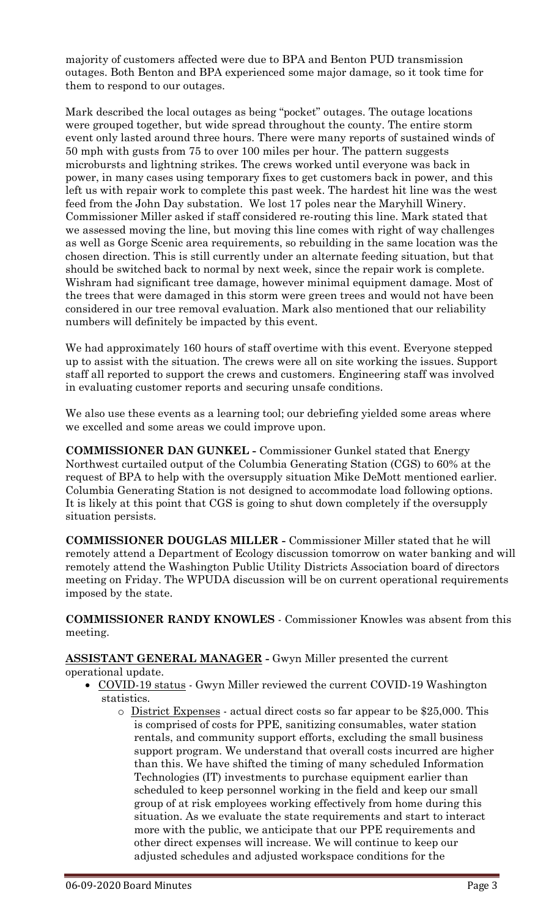majority of customers affected were due to BPA and Benton PUD transmission outages. Both Benton and BPA experienced some major damage, so it took time for them to respond to our outages.

Mark described the local outages as being "pocket" outages. The outage locations were grouped together, but wide spread throughout the county. The entire storm event only lasted around three hours. There were many reports of sustained winds of 50 mph with gusts from 75 to over 100 miles per hour. The pattern suggests microbursts and lightning strikes. The crews worked until everyone was back in power, in many cases using temporary fixes to get customers back in power, and this left us with repair work to complete this past week. The hardest hit line was the west feed from the John Day substation. We lost 17 poles near the Maryhill Winery. Commissioner Miller asked if staff considered re-routing this line. Mark stated that we assessed moving the line, but moving this line comes with right of way challenges as well as Gorge Scenic area requirements, so rebuilding in the same location was the chosen direction. This is still currently under an alternate feeding situation, but that should be switched back to normal by next week, since the repair work is complete. Wishram had significant tree damage, however minimal equipment damage. Most of the trees that were damaged in this storm were green trees and would not have been considered in our tree removal evaluation. Mark also mentioned that our reliability numbers will definitely be impacted by this event.

We had approximately 160 hours of staff overtime with this event. Everyone stepped up to assist with the situation. The crews were all on site working the issues. Support staff all reported to support the crews and customers. Engineering staff was involved in evaluating customer reports and securing unsafe conditions.

We also use these events as a learning tool; our debriefing yielded some areas where we excelled and some areas we could improve upon.

**COMMISSIONER DAN GUNKEL -** Commissioner Gunkel stated that Energy Northwest curtailed output of the Columbia Generating Station (CGS) to 60% at the request of BPA to help with the oversupply situation Mike DeMott mentioned earlier. Columbia Generating Station is not designed to accommodate load following options. It is likely at this point that CGS is going to shut down completely if the oversupply situation persists.

**COMMISSIONER DOUGLAS MILLER -** Commissioner Miller stated that he will remotely attend a Department of Ecology discussion tomorrow on water banking and will remotely attend the Washington Public Utility Districts Association board of directors meeting on Friday. The WPUDA discussion will be on current operational requirements imposed by the state.

**COMMISSIONER RANDY KNOWLES** - Commissioner Knowles was absent from this meeting.

**ASSISTANT GENERAL MANAGER -** Gwyn Miller presented the current operational update.

- COVID-19 status - Gwyn Miller reviewed the current COVID-19 Washington statistics.
  - District Expenses - actual direct costs so far appear to be $25,000. This is comprised of costs for PPE, sanitizing consumables, water station rentals, and community support efforts, excluding the small business support program. We understand that overall costs incurred are higher than this. We have shifted the timing of many scheduled Information Technologies (IT) investments to purchase equipment earlier than scheduled to keep personnel working in the field and keep our small group of at risk employees working effectively from home during this situation. As we evaluate the state requirements and start to interact more with the public, we anticipate that our PPE requirements and other direct expenses will increase. We will continue to keep our adjusted schedules and adjusted workspace conditions for the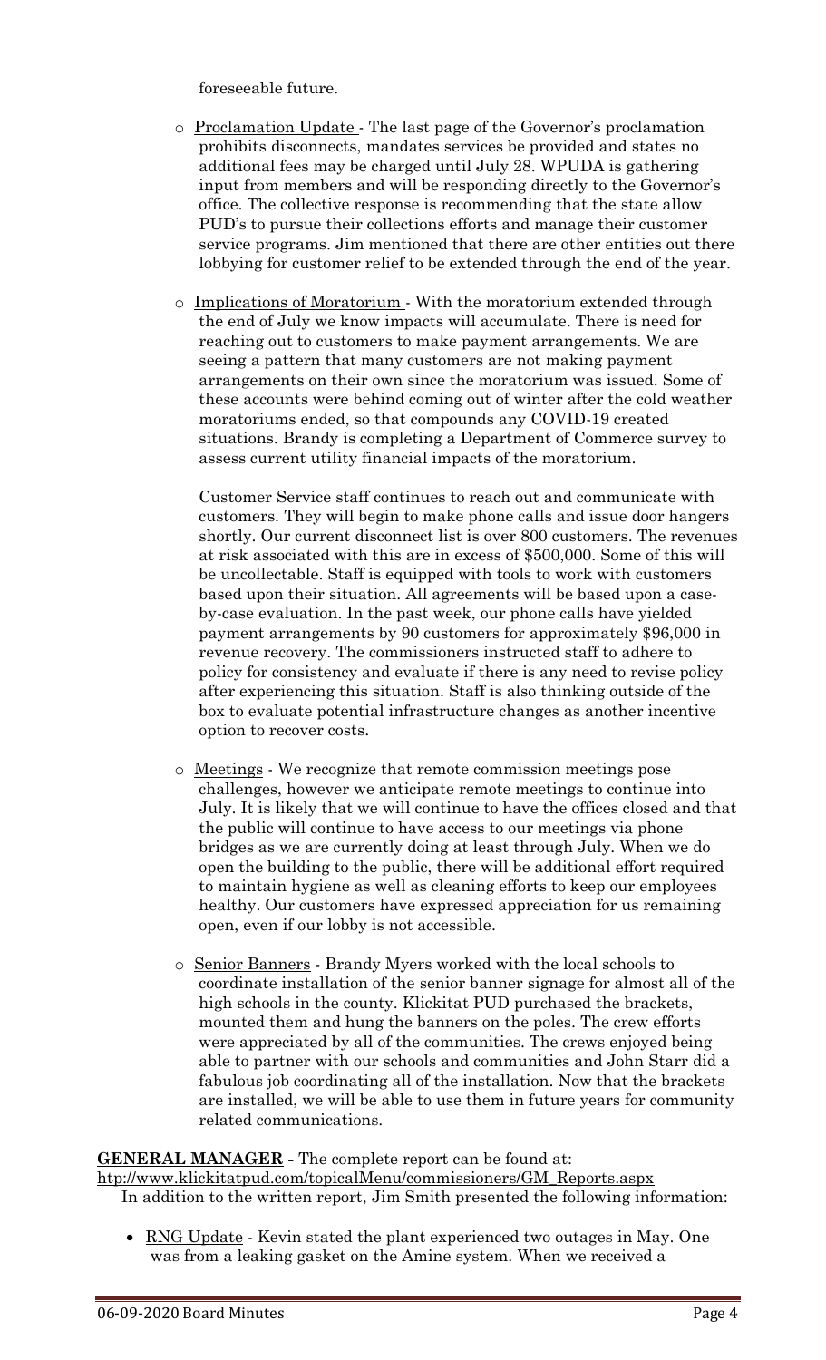foreseeable future.

- Proclamation Update - The last page of the Governor's proclamation prohibits disconnects, mandates services be provided and states no additional fees may be charged until July 28. WPUDA is gathering input from members and will be responding directly to the Governor's office. The collective response is recommending that the state allow PUD's to pursue their collections efforts and manage their customer service programs. Jim mentioned that there are other entities out there lobbying for customer relief to be extended through the end of the year.

- Implications of Moratorium - With the moratorium extended through the end of July we know impacts will accumulate. There is need for reaching out to customers to make payment arrangements. We are seeing a pattern that many customers are not making payment arrangements on their own since the moratorium was issued. Some of these accounts were behind coming out of winter after the cold weather moratoriums ended, so that compounds any COVID-19 created situations. Brandy is completing a Department of Commerce survey to assess current utility financial impacts of the moratorium.

  Customer Service staff continues to reach out and communicate with customers. They will begin to make phone calls and issue door hangers shortly. Our current disconnect list is over 800 customers. The revenues at risk associated with this are in excess of $500,000. Some of this will be uncollectable. Staff is equipped with tools to work with customers based upon their situation. All agreements will be based upon a case-by-case evaluation. In the past week, our phone calls have yielded payment arrangements by 90 customers for approximately $96,000 in revenue recovery. The commissioners instructed staff to adhere to policy for consistency and evaluate if there is any need to revise policy after experiencing this situation. Staff is also thinking outside of the box to evaluate potential infrastructure changes as another incentive option to recover costs.

- Meetings - We recognize that remote commission meetings pose challenges, however we anticipate remote meetings to continue into July. It is likely that we will continue to have the offices closed and that the public will continue to have access to our meetings via phone bridges as we are currently doing at least through July. When we do open the building to the public, there will be additional effort required to maintain hygiene as well as cleaning efforts to keep our employees healthy. Our customers have expressed appreciation for us remaining open, even if our lobby is not accessible.

- Senior Banners - Brandy Myers worked with the local schools to coordinate installation of the senior banner signage for almost all of the high schools in the county. Klickitat PUD purchased the brackets, mounted them and hung the banners on the poles. The crew efforts were appreciated by all of the communities. The crews enjoyed being able to partner with our schools and communities and John Starr did a fabulous job coordinating all of the installation. Now that the brackets are installed, we will be able to use them in future years for community related communications.

**GENERAL MANAGER -** The complete report can be found at: http://www.klickitatpud.com/topicalMenu/commissioners/GM_Reports.aspx
In addition to the written report, Jim Smith presented the following information:

- RNG Update - Kevin stated the plant experienced two outages in May. One was from a leaking gasket on the Amine system. When we received a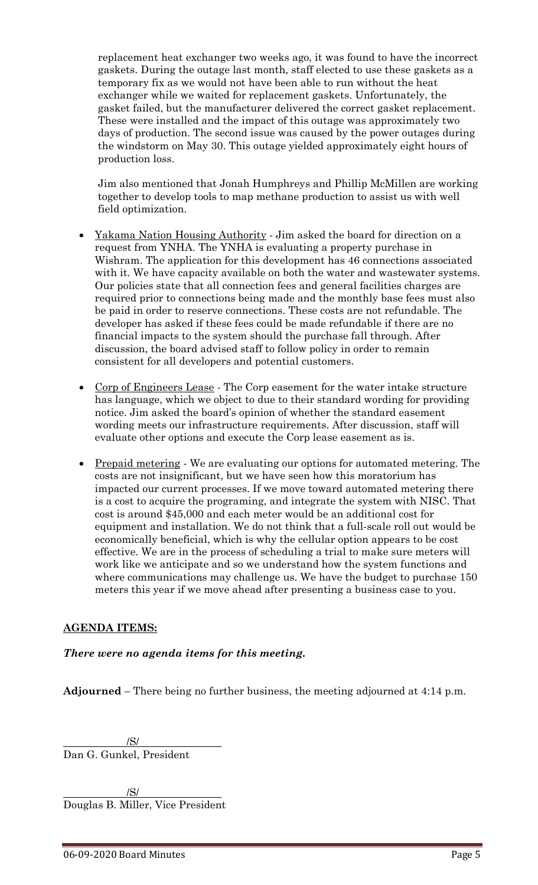replacement heat exchanger two weeks ago, it was found to have the incorrect gaskets. During the outage last month, staff elected to use these gaskets as a temporary fix as we would not have been able to run without the heat exchanger while we waited for replacement gaskets. Unfortunately, the gasket failed, but the manufacturer delivered the correct gasket replacement. These were installed and the impact of this outage was approximately two days of production. The second issue was caused by the power outages during the windstorm on May 30. This outage yielded approximately eight hours of production loss.

Jim also mentioned that Jonah Humphreys and Phillip McMillen are working together to develop tools to map methane production to assist us with well field optimization.

- Yakama Nation Housing Authority - Jim asked the board for direction on a request from YNHA. The YNHA is evaluating a property purchase in Wishram. The application for this development has 46 connections associated with it. We have capacity available on both the water and wastewater systems. Our policies state that all connection fees and general facilities charges are required prior to connections being made and the monthly base fees must also be paid in order to reserve connections. These costs are not refundable. The developer has asked if these fees could be made refundable if there are no financial impacts to the system should the purchase fall through. After discussion, the board advised staff to follow policy in order to remain consistent for all developers and potential customers.

- Corp of Engineers Lease - The Corp easement for the water intake structure has language, which we object to due to their standard wording for providing notice. Jim asked the board's opinion of whether the standard easement wording meets our infrastructure requirements. After discussion, staff will evaluate other options and execute the Corp lease easement as is.

- Prepaid metering - We are evaluating our options for automated metering. The costs are not insignificant, but we have seen how this moratorium has impacted our current processes. If we move toward automated metering there is a cost to acquire the programing, and integrate the system with NISC. That cost is around $45,000 and each meter would be an additional cost for equipment and installation. We do not think that a full-scale roll out would be economically beneficial, which is why the cellular option appears to be cost effective. We are in the process of scheduling a trial to make sure meters will work like we anticipate and so we understand how the system functions and where communications may challenge us. We have the budget to purchase 150 meters this year if we move ahead after presenting a business case to you.

## AGENDA ITEMS:

***There were no agenda items for this meeting.***

**Adjourned** – There being no further business, the meeting adjourned at 4:14 p.m.

/S/
Dan G. Gunkel, President

/S/
Douglas B. Miller, Vice President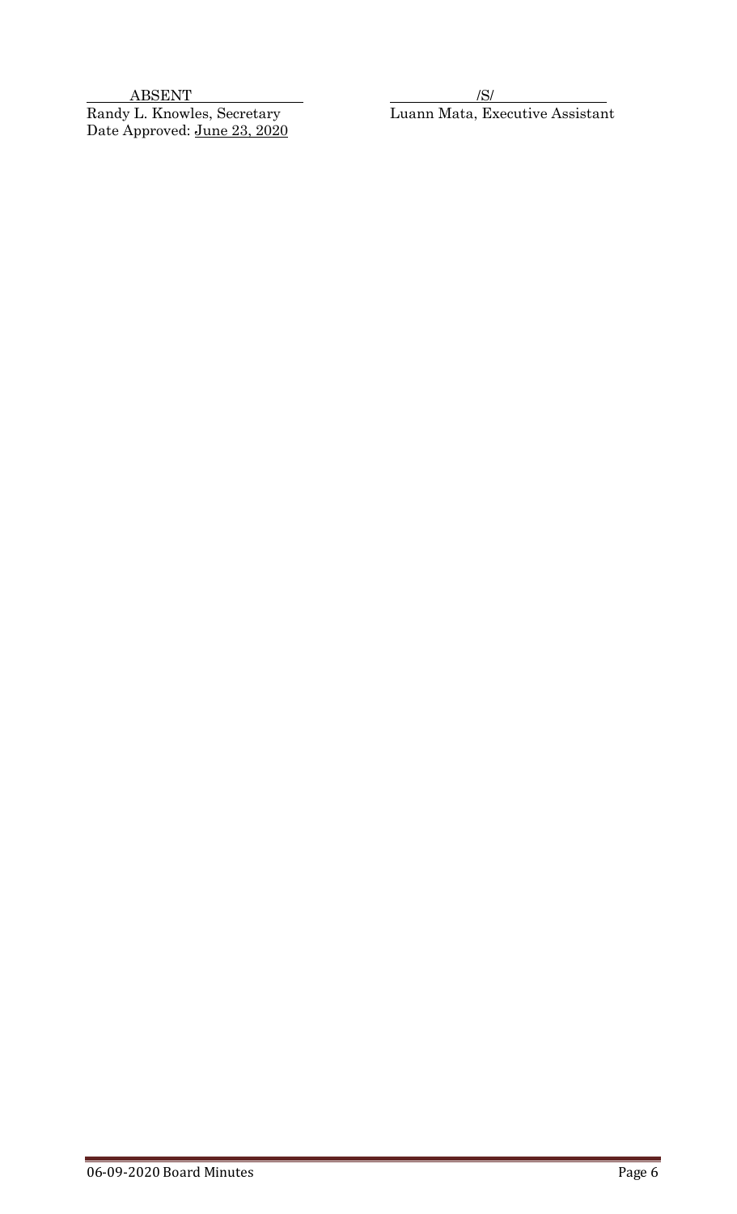ABSENT  
Randy L. Knowles, Secretary  
Date Approved: June 23, 2020

/S/  
Luann Mata, Executive Assistant